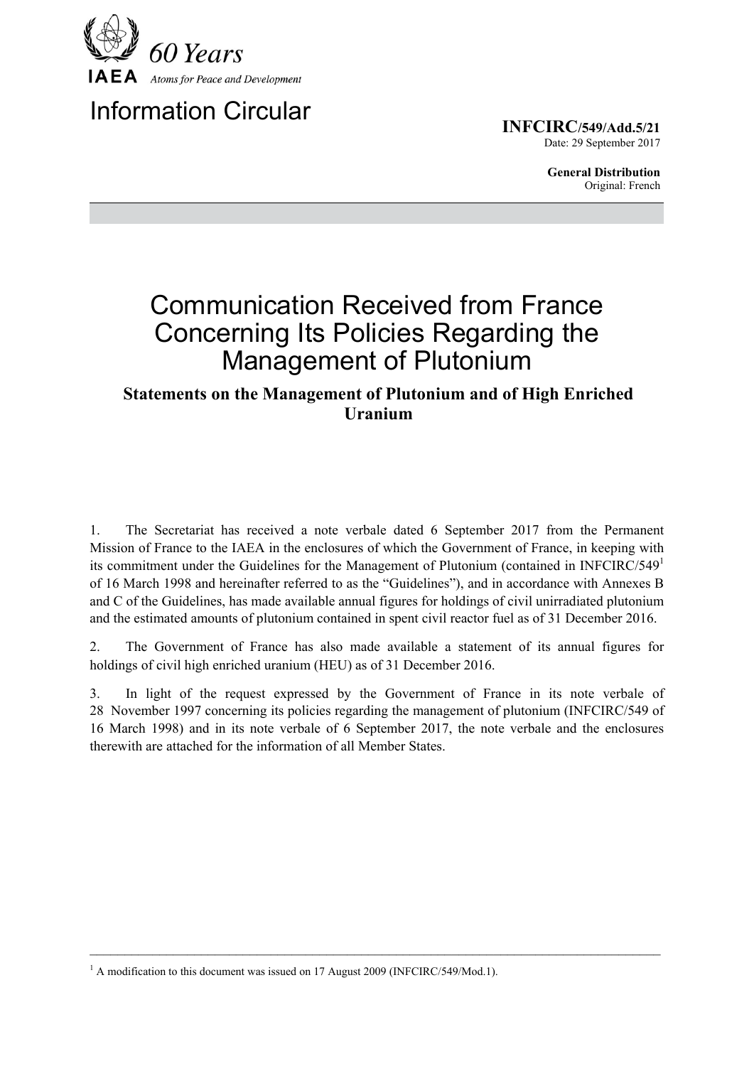60 Years

IAEA Atoms for Peace and Development

# Information Circular

**INFCIRC/549/Add.5/21**
Date: 29 September 2017

**General Distribution**
Original: French

# Communication Received from France Concerning Its Policies Regarding the Management of Plutonium

## Statements on the Management of Plutonium and of High Enriched Uranium

1. The Secretariat has received a note verbale dated 6 September 2017 from the Permanent Mission of France to the IAEA in the enclosures of which the Government of France, in keeping with its commitment under the Guidelines for the Management of Plutonium (contained in INFCIRC/549[1] of 16 March 1998 and hereinafter referred to as the "Guidelines"), and in accordance with Annexes B and C of the Guidelines, has made available annual figures for holdings of civil unirradiated plutonium and the estimated amounts of plutonium contained in spent civil reactor fuel as of 31 December 2016.

2. The Government of France has also made available a statement of its annual figures for holdings of civil high enriched uranium (HEU) as of 31 December 2016.

3. In light of the request expressed by the Government of France in its note verbale of 28 November 1997 concerning its policies regarding the management of plutonium (INFCIRC/549 of 16 March 1998) and in its note verbale of 6 September 2017, the note verbale and the enclosures therewith are attached for the information of all Member States.

---

[1] A modification to this document was issued on 17 August 2009 (INFCIRC/549/Mod.1).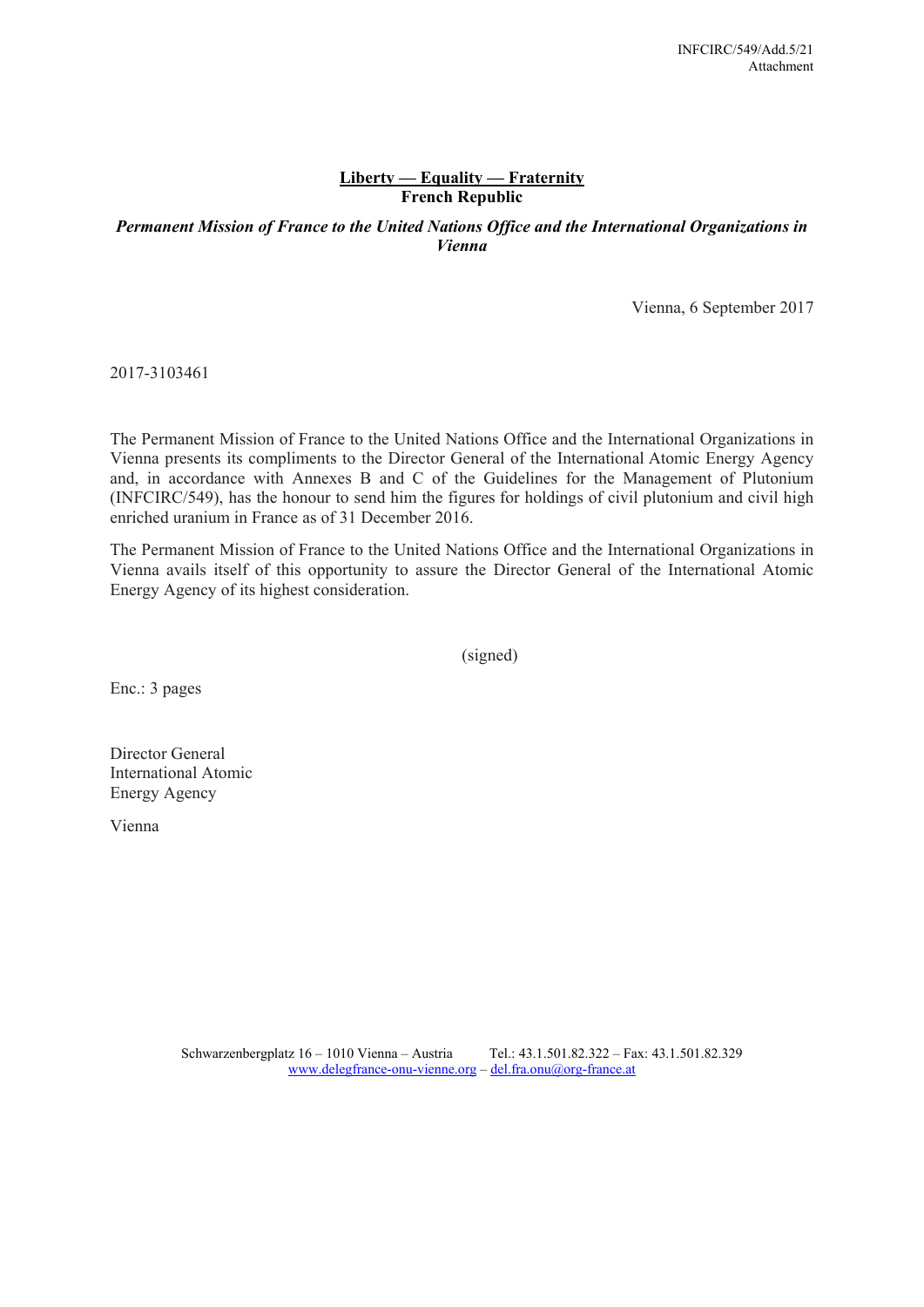INFCIRC/549/Add.5/21
Attachment

**Liberty — Equality — Fraternity**
**French Republic**

***Permanent Mission of France to the United Nations Office and the International Organizations in Vienna***

Vienna, 6 September 2017

2017-3103461

The Permanent Mission of France to the United Nations Office and the International Organizations in Vienna presents its compliments to the Director General of the International Atomic Energy Agency and, in accordance with Annexes B and C of the Guidelines for the Management of Plutonium (INFCIRC/549), has the honour to send him the figures for holdings of civil plutonium and civil high enriched uranium in France as of 31 December 2016.

The Permanent Mission of France to the United Nations Office and the International Organizations in Vienna avails itself of this opportunity to assure the Director General of the International Atomic Energy Agency of its highest consideration.

(signed)

Enc.: 3 pages

Director General
International Atomic
Energy Agency

Vienna

Schwarzenbergplatz 16 – 1010 Vienna – Austria Tel.: 43.1.501.82.322 – Fax: 43.1.501.82.329
www.delegfrance-onu-vienne.org – del.fra.onu@org-france.at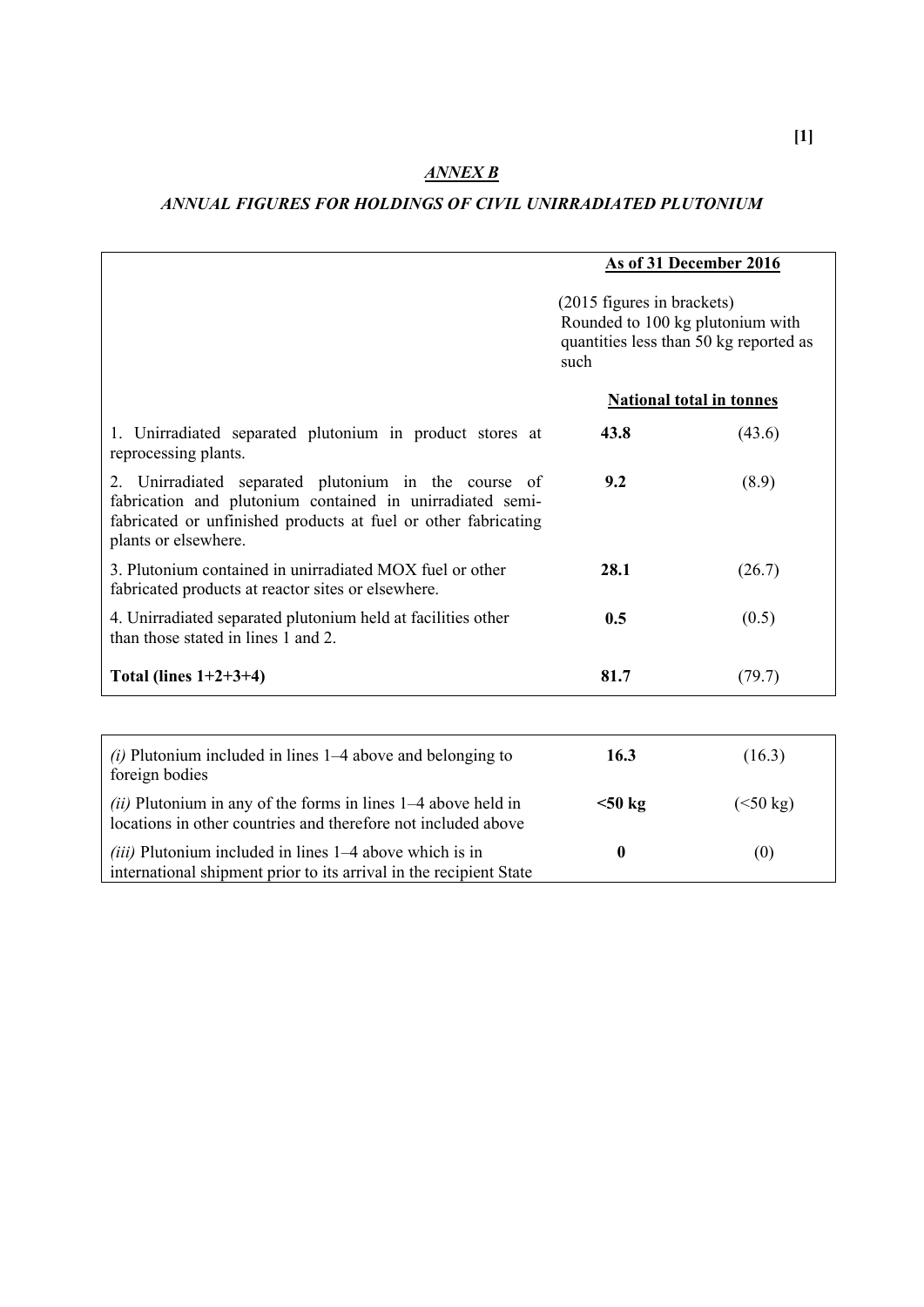*ANNEX B*

*ANNUAL FIGURES FOR HOLDINGS OF CIVIL UNIRRADIATED PLUTONIUM*

| | As of 31 December 2016 | |
|---|---|---|
| | (2015 figures in brackets) Rounded to 100 kg plutonium with quantities less than 50 kg reported as such | |
| | National total in tonnes | |
| 1. Unirradiated separated plutonium in product stores at reprocessing plants. | **43.8** | (43.6) |
| 2. Unirradiated separated plutonium in the course of fabrication and plutonium contained in unirradiated semi-fabricated or unfinished products at fuel or other fabricating plants or elsewhere. | **9.2** | (8.9) |
| 3. Plutonium contained in unirradiated MOX fuel or other fabricated products at reactor sites or elsewhere. | **28.1** | (26.7) |
| 4. Unirradiated separated plutonium held at facilities other than those stated in lines 1 and 2. | **0.5** | (0.5) |
| **Total (lines 1+2+3+4)** | **81.7** | (79.7) |

| | | |
|---|---|---|
| *(i)* Plutonium included in lines 1–4 above and belonging to foreign bodies | **16.3** | (16.3) |
| *(ii)* Plutonium in any of the forms in lines 1–4 above held in locations in other countries and therefore not included above | **<50 kg** | (<50 kg) |
| *(iii)* Plutonium included in lines 1–4 above which is in international shipment prior to its arrival in the recipient State | **0** | (0) |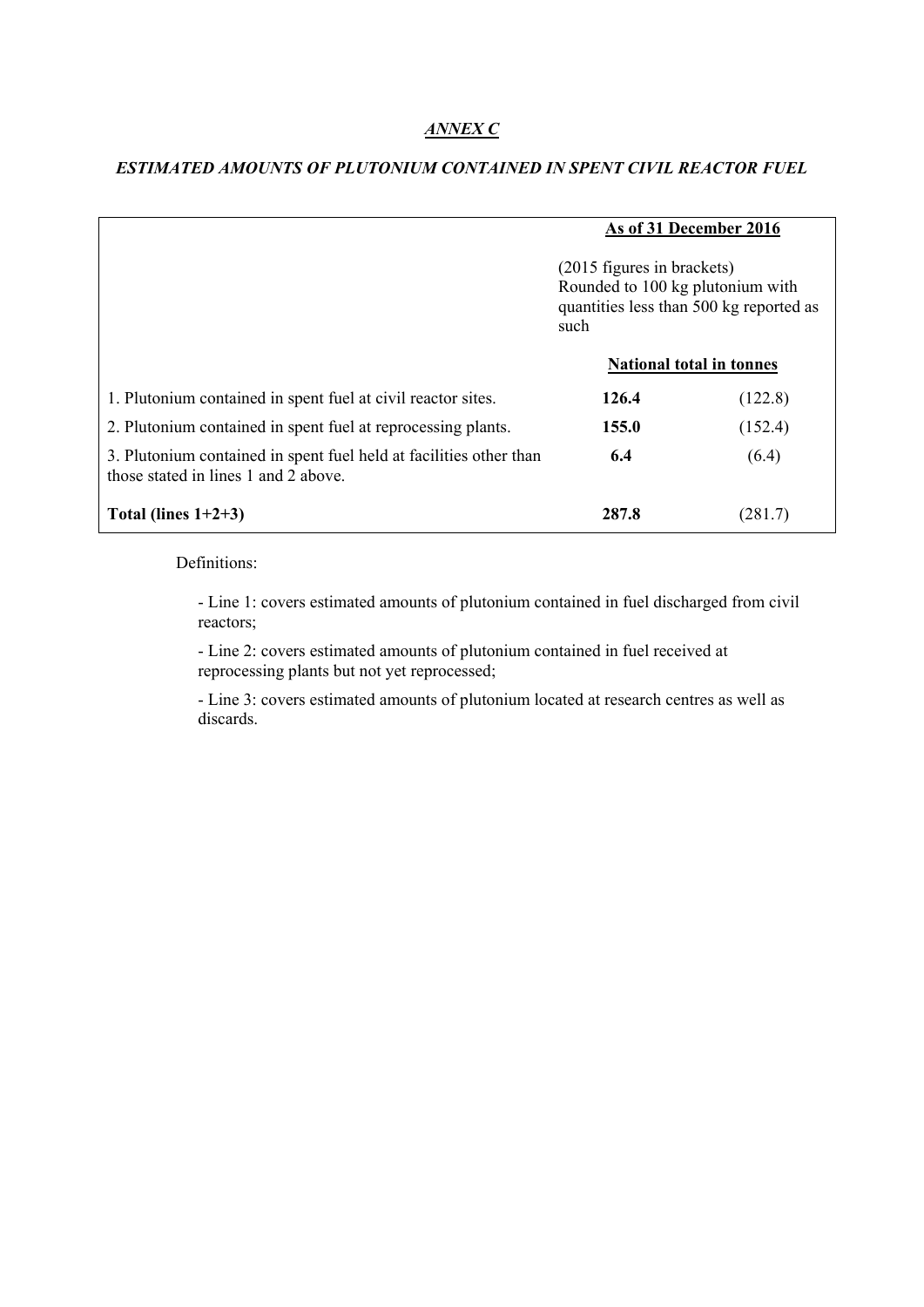***ANNEX C***

***ESTIMATED AMOUNTS OF PLUTONIUM CONTAINED IN SPENT CIVIL REACTOR FUEL***

| | **As of 31 December 2016** | |
|---|---|---|
| | (2015 figures in brackets) Rounded to 100 kg plutonium with quantities less than 500 kg reported as such | |
| | **National total in tonnes** | |
| 1. Plutonium contained in spent fuel at civil reactor sites. | **126.4** | (122.8) |
| 2. Plutonium contained in spent fuel at reprocessing plants. | **155.0** | (152.4) |
| 3. Plutonium contained in spent fuel held at facilities other than those stated in lines 1 and 2 above. | **6.4** | (6.4) |
| **Total (lines 1+2+3)** | **287.8** | (281.7) |

Definitions:

- Line 1: covers estimated amounts of plutonium contained in fuel discharged from civil reactors;

- Line 2: covers estimated amounts of plutonium contained in fuel received at reprocessing plants but not yet reprocessed;

- Line 3: covers estimated amounts of plutonium located at research centres as well as discards.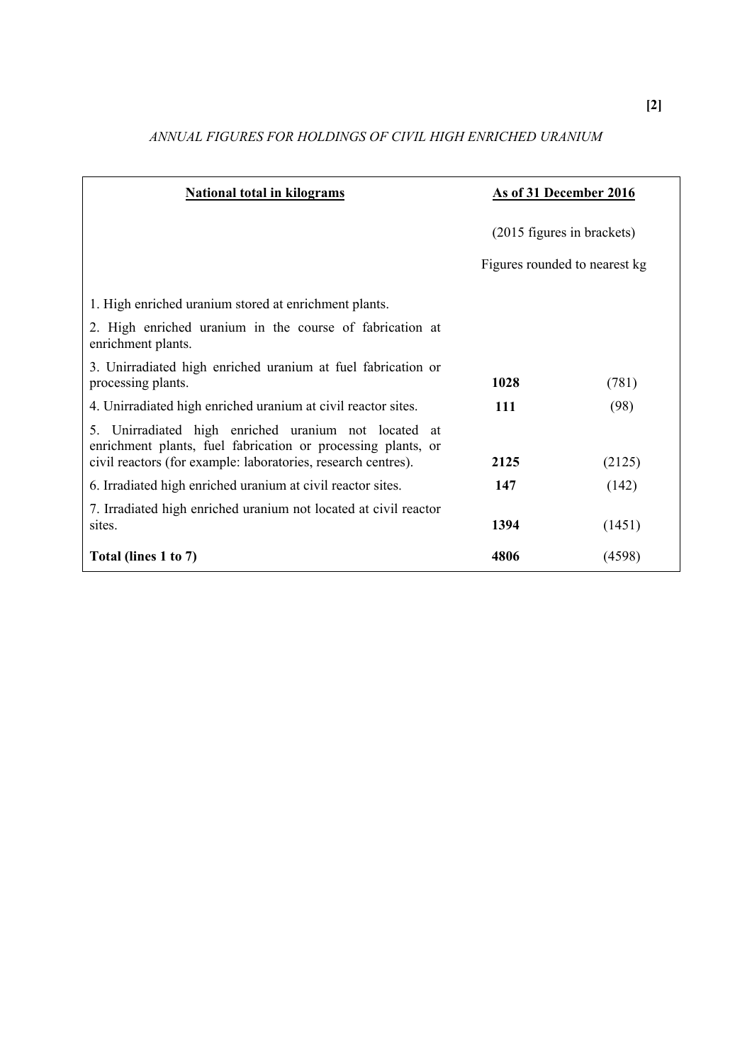[2]

*ANNUAL FIGURES FOR HOLDINGS OF CIVIL HIGH ENRICHED URANIUM*

| **National total in kilograms** | **As of 31 December 2016** | |
|---|---|---|
| | (2015 figures in brackets) | |
| | Figures rounded to nearest kg | |
| 1. High enriched uranium stored at enrichment plants. | | |
| 2. High enriched uranium in the course of fabrication at enrichment plants. | | |
| 3. Unirradiated high enriched uranium at fuel fabrication or processing plants. | **1028** | (781) |
| 4. Unirradiated high enriched uranium at civil reactor sites. | **111** | (98) |
| 5. Unirradiated high enriched uranium not located at enrichment plants, fuel fabrication or processing plants, or civil reactors (for example: laboratories, research centres). | **2125** | (2125) |
| 6. Irradiated high enriched uranium at civil reactor sites. | **147** | (142) |
| 7. Irradiated high enriched uranium not located at civil reactor sites. | **1394** | (1451) |
| **Total (lines 1 to 7)** | **4806** | (4598) |